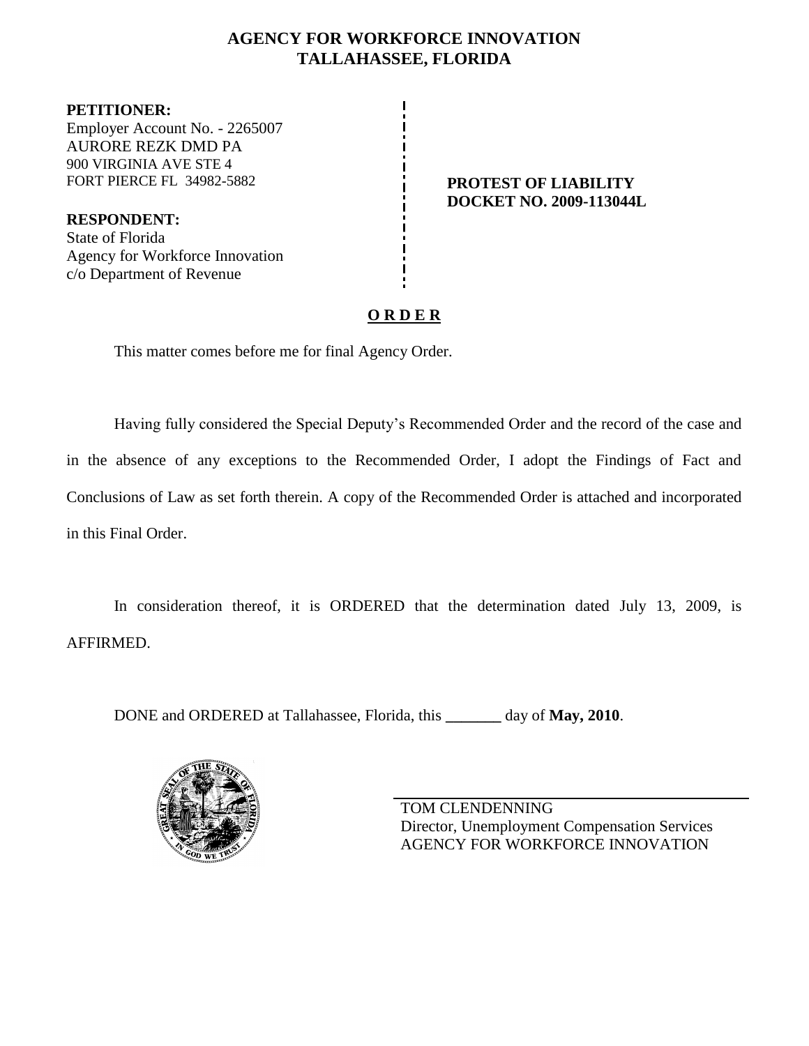# AGENCY FOR WORKFORCE INNOVATION
## TALLAHASSEE, FLORIDA

**PETITIONER:**
Employer Account No. - 2265007
AURORE REZK DMD PA
900 VIRGINIA AVE STE 4
FORT PIERCE FL 34982-5882

**RESPONDENT:**
State of Florida
Agency for Workforce Innovation
c/o Department of Revenue

**PROTEST OF LIABILITY**
**DOCKET NO. 2009-113044L**

## O R D E R

This matter comes before me for final Agency Order.

Having fully considered the Special Deputy's Recommended Order and the record of the case and in the absence of any exceptions to the Recommended Order, I adopt the Findings of Fact and Conclusions of Law as set forth therein. A copy of the Recommended Order is attached and incorporated in this Final Order.

In consideration thereof, it is ORDERED that the determination dated July 13, 2009, is AFFIRMED.

DONE and ORDERED at Tallahassee, Florida, this _______ day of **May, 2010**.

TOM CLENDENNING
Director, Unemployment Compensation Services
AGENCY FOR WORKFORCE INNOVATION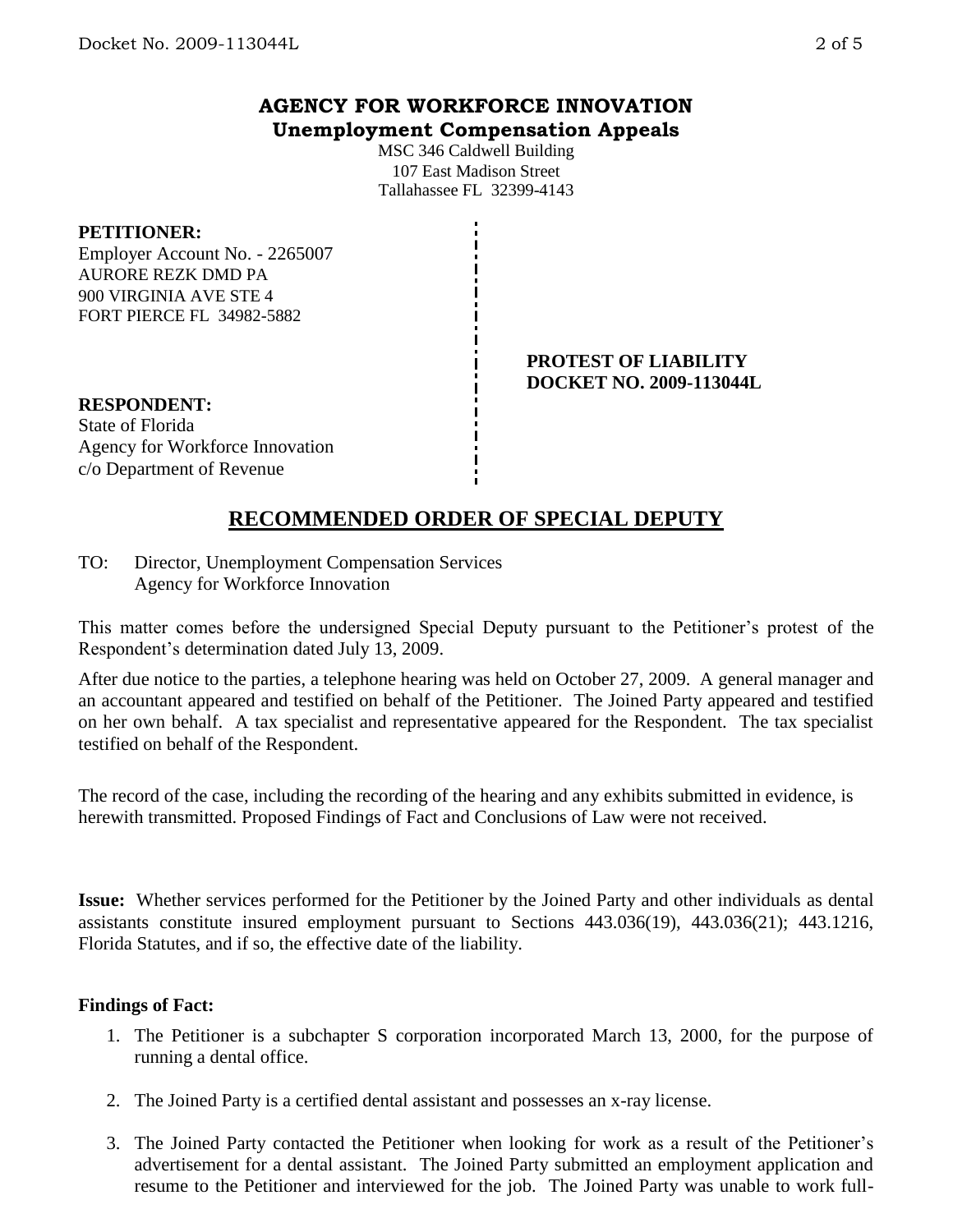# AGENCY FOR WORKFORCE INNOVATION
## Unemployment Compensation Appeals

MSC 346 Caldwell Building
107 East Madison Street
Tallahassee FL 32399-4143

**PETITIONER:**
Employer Account No. - 2265007
AURORE REZK DMD PA
900 VIRGINIA AVE STE 4
FORT PIERCE FL 34982-5882

**PROTEST OF LIABILITY**
**DOCKET NO. 2009-113044L**

**RESPONDENT:**
State of Florida
Agency for Workforce Innovation
c/o Department of Revenue

## RECOMMENDED ORDER OF SPECIAL DEPUTY

TO: Director, Unemployment Compensation Services
Agency for Workforce Innovation

This matter comes before the undersigned Special Deputy pursuant to the Petitioner's protest of the Respondent's determination dated July 13, 2009.

After due notice to the parties, a telephone hearing was held on October 27, 2009. A general manager and an accountant appeared and testified on behalf of the Petitioner. The Joined Party appeared and testified on her own behalf. A tax specialist and representative appeared for the Respondent. The tax specialist testified on behalf of the Respondent.

The record of the case, including the recording of the hearing and any exhibits submitted in evidence, is herewith transmitted. Proposed Findings of Fact and Conclusions of Law were not received.

**Issue:** Whether services performed for the Petitioner by the Joined Party and other individuals as dental assistants constitute insured employment pursuant to Sections 443.036(19), 443.036(21); 443.1216, Florida Statutes, and if so, the effective date of the liability.

**Findings of Fact:**

1. The Petitioner is a subchapter S corporation incorporated March 13, 2000, for the purpose of running a dental office.
2. The Joined Party is a certified dental assistant and possesses an x-ray license.
3. The Joined Party contacted the Petitioner when looking for work as a result of the Petitioner's advertisement for a dental assistant. The Joined Party submitted an employment application and resume to the Petitioner and interviewed for the job. The Joined Party was unable to work full-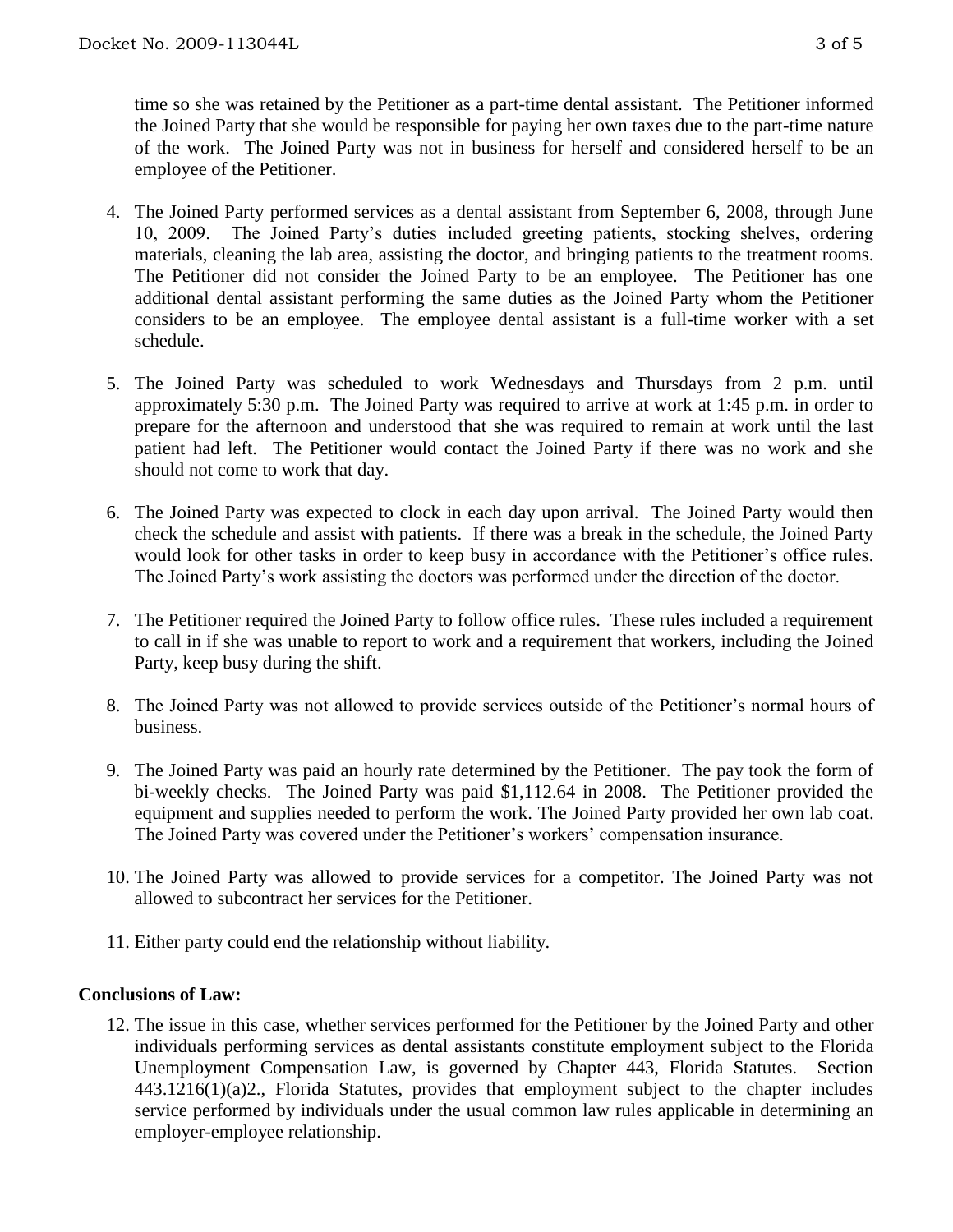time so she was retained by the Petitioner as a part-time dental assistant. The Petitioner informed the Joined Party that she would be responsible for paying her own taxes due to the part-time nature of the work. The Joined Party was not in business for herself and considered herself to be an employee of the Petitioner.

4. The Joined Party performed services as a dental assistant from September 6, 2008, through June 10, 2009. The Joined Party's duties included greeting patients, stocking shelves, ordering materials, cleaning the lab area, assisting the doctor, and bringing patients to the treatment rooms. The Petitioner did not consider the Joined Party to be an employee. The Petitioner has one additional dental assistant performing the same duties as the Joined Party whom the Petitioner considers to be an employee. The employee dental assistant is a full-time worker with a set schedule.

5. The Joined Party was scheduled to work Wednesdays and Thursdays from 2 p.m. until approximately 5:30 p.m. The Joined Party was required to arrive at work at 1:45 p.m. in order to prepare for the afternoon and understood that she was required to remain at work until the last patient had left. The Petitioner would contact the Joined Party if there was no work and she should not come to work that day.

6. The Joined Party was expected to clock in each day upon arrival. The Joined Party would then check the schedule and assist with patients. If there was a break in the schedule, the Joined Party would look for other tasks in order to keep busy in accordance with the Petitioner's office rules. The Joined Party's work assisting the doctors was performed under the direction of the doctor.

7. The Petitioner required the Joined Party to follow office rules. These rules included a requirement to call in if she was unable to report to work and a requirement that workers, including the Joined Party, keep busy during the shift.

8. The Joined Party was not allowed to provide services outside of the Petitioner's normal hours of business.

9. The Joined Party was paid an hourly rate determined by the Petitioner. The pay took the form of bi-weekly checks. The Joined Party was paid $1,112.64 in 2008. The Petitioner provided the equipment and supplies needed to perform the work. The Joined Party provided her own lab coat. The Joined Party was covered under the Petitioner's workers' compensation insurance.

10. The Joined Party was allowed to provide services for a competitor. The Joined Party was not allowed to subcontract her services for the Petitioner.

11. Either party could end the relationship without liability.

## Conclusions of Law:

12. The issue in this case, whether services performed for the Petitioner by the Joined Party and other individuals performing services as dental assistants constitute employment subject to the Florida Unemployment Compensation Law, is governed by Chapter 443, Florida Statutes. Section 443.1216(1)(a)2., Florida Statutes, provides that employment subject to the chapter includes service performed by individuals under the usual common law rules applicable in determining an employer-employee relationship.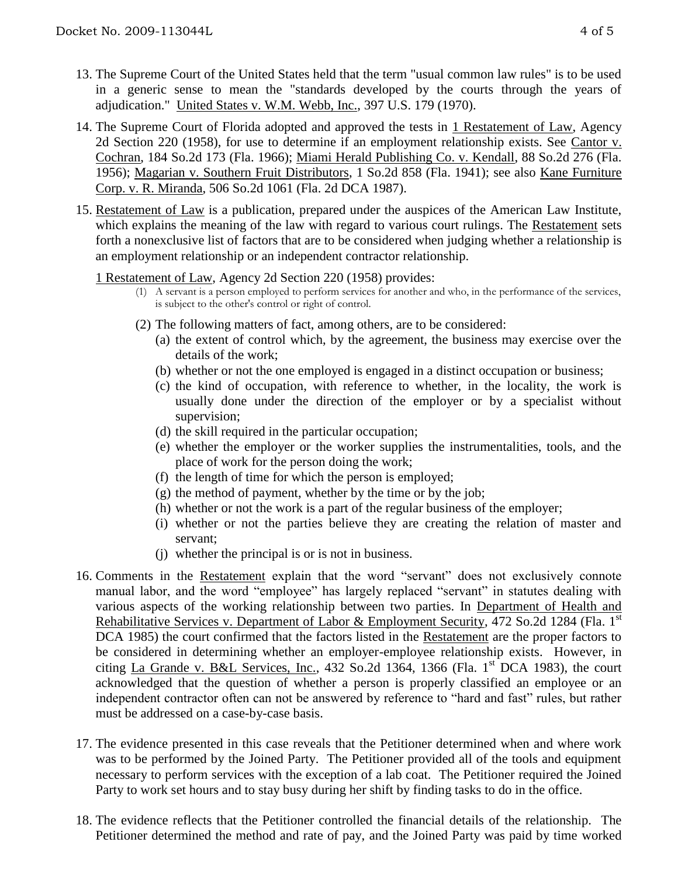13. The Supreme Court of the United States held that the term "usual common law rules" is to be used in a generic sense to mean the "standards developed by the courts through the years of adjudication." United States v. W.M. Webb, Inc., 397 U.S. 179 (1970).

14. The Supreme Court of Florida adopted and approved the tests in 1 Restatement of Law, Agency 2d Section 220 (1958), for use to determine if an employment relationship exists. See Cantor v. Cochran, 184 So.2d 173 (Fla. 1966); Miami Herald Publishing Co. v. Kendall, 88 So.2d 276 (Fla. 1956); Magarian v. Southern Fruit Distributors, 1 So.2d 858 (Fla. 1941); see also Kane Furniture Corp. v. R. Miranda, 506 So.2d 1061 (Fla. 2d DCA 1987).

15. Restatement of Law is a publication, prepared under the auspices of the American Law Institute, which explains the meaning of the law with regard to various court rulings. The Restatement sets forth a nonexclusive list of factors that are to be considered when judging whether a relationship is an employment relationship or an independent contractor relationship.

    1 Restatement of Law, Agency 2d Section 220 (1958) provides:

    (1) A servant is a person employed to perform services for another and who, in the performance of the services, is subject to the other's control or right of control.

    (2) The following matters of fact, among others, are to be considered:
    
    (a) the extent of control which, by the agreement, the business may exercise over the details of the work;
    
    (b) whether or not the one employed is engaged in a distinct occupation or business;
    
    (c) the kind of occupation, with reference to whether, in the locality, the work is usually done under the direction of the employer or by a specialist without supervision;
    
    (d) the skill required in the particular occupation;
    
    (e) whether the employer or the worker supplies the instrumentalities, tools, and the place of work for the person doing the work;
    
    (f) the length of time for which the person is employed;
    
    (g) the method of payment, whether by the time or by the job;
    
    (h) whether or not the work is a part of the regular business of the employer;
    
    (i) whether or not the parties believe they are creating the relation of master and servant;
    
    (j) whether the principal is or is not in business.

16. Comments in the Restatement explain that the word "servant" does not exclusively connote manual labor, and the word "employee" has largely replaced "servant" in statutes dealing with various aspects of the working relationship between two parties. In Department of Health and Rehabilitative Services v. Department of Labor & Employment Security, 472 So.2d 1284 (Fla. 1st DCA 1985) the court confirmed that the factors listed in the Restatement are the proper factors to be considered in determining whether an employer-employee relationship exists. However, in citing La Grande v. B&L Services, Inc., 432 So.2d 1364, 1366 (Fla. 1st DCA 1983), the court acknowledged that the question of whether a person is properly classified an employee or an independent contractor often can not be answered by reference to "hard and fast" rules, but rather must be addressed on a case-by-case basis.

17. The evidence presented in this case reveals that the Petitioner determined when and where work was to be performed by the Joined Party. The Petitioner provided all of the tools and equipment necessary to perform services with the exception of a lab coat. The Petitioner required the Joined Party to work set hours and to stay busy during her shift by finding tasks to do in the office.

18. The evidence reflects that the Petitioner controlled the financial details of the relationship. The Petitioner determined the method and rate of pay, and the Joined Party was paid by time worked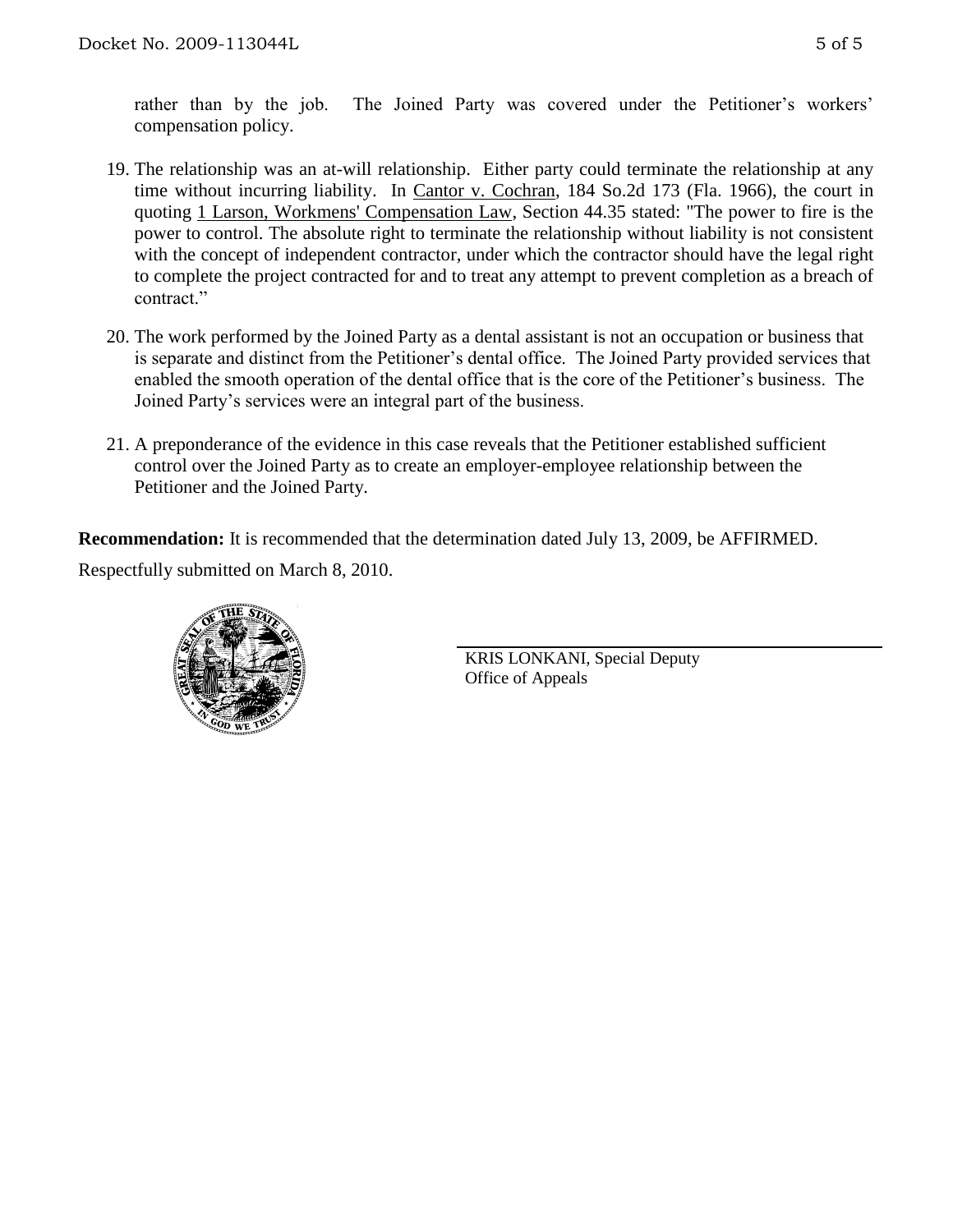rather than by the job. The Joined Party was covered under the Petitioner's workers' compensation policy.

19. The relationship was an at-will relationship. Either party could terminate the relationship at any time without incurring liability. In Cantor v. Cochran, 184 So.2d 173 (Fla. 1966), the court in quoting 1 Larson, Workmens' Compensation Law, Section 44.35 stated: "The power to fire is the power to control. The absolute right to terminate the relationship without liability is not consistent with the concept of independent contractor, under which the contractor should have the legal right to complete the project contracted for and to treat any attempt to prevent completion as a breach of contract."

20. The work performed by the Joined Party as a dental assistant is not an occupation or business that is separate and distinct from the Petitioner's dental office. The Joined Party provided services that enabled the smooth operation of the dental office that is the core of the Petitioner's business. The Joined Party's services were an integral part of the business.

21. A preponderance of the evidence in this case reveals that the Petitioner established sufficient control over the Joined Party as to create an employer-employee relationship between the Petitioner and the Joined Party.

**Recommendation:** It is recommended that the determination dated July 13, 2009, be AFFIRMED.

Respectfully submitted on March 8, 2010.

KRIS LONKANI, Special Deputy
Office of Appeals